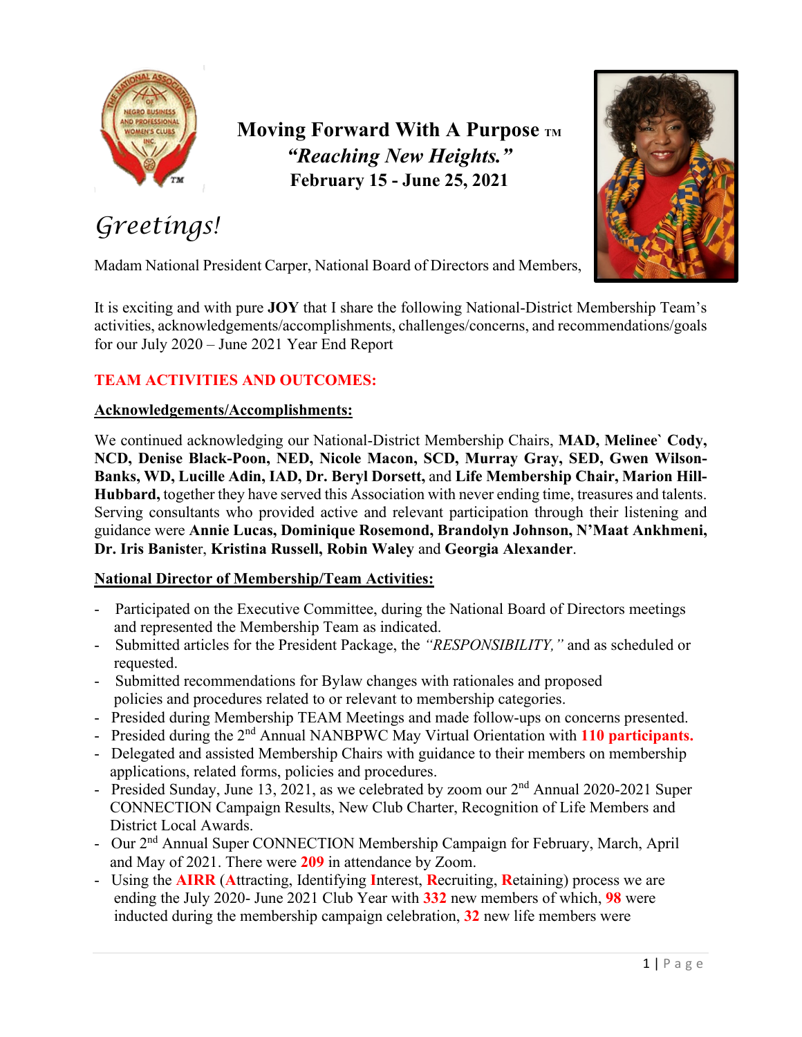**Moving Forward With A Purpose** ™
***"Reaching New Heights."***
**February 15 - June 25, 2021**

# *Greetings!*

Madam National President Carper, National Board of Directors and Members,

It is exciting and with pure **JOY** that I share the following National-District Membership Team's activities, acknowledgements/accomplishments, challenges/concerns, and recommendations/goals for our July 2020 – June 2021 Year End Report

## TEAM ACTIVITIES AND OUTCOMES:

### Acknowledgements/Accomplishments:

We continued acknowledging our National-District Membership Chairs, **MAD, Melinee` Cody, NCD, Denise Black-Poon, NED, Nicole Macon, SCD, Murray Gray, SED, Gwen Wilson-Banks, WD, Lucille Adin, IAD, Dr. Beryl Dorsett,** and **Life Membership Chair, Marion Hill-Hubbard,** together they have served this Association with never ending time, treasures and talents. Serving consultants who provided active and relevant participation through their listening and guidance were **Annie Lucas, Dominique Rosemond, Brandolyn Johnson, N'Maat Ankhmeni, Dr. Iris Banister**, **Kristina Russell, Robin Waley** and **Georgia Alexander**.

### National Director of Membership/Team Activities:

- Participated on the Executive Committee, during the National Board of Directors meetings and represented the Membership Team as indicated.
- Submitted articles for the President Package, the *"RESPONSIBILITY,"* and as scheduled or requested.
- Submitted recommendations for Bylaw changes with rationales and proposed policies and procedures related to or relevant to membership categories.
- Presided during Membership TEAM Meetings and made follow-ups on concerns presented.
- Presided during the 2nd Annual NANBPWC May Virtual Orientation with **110 participants.**
- Delegated and assisted Membership Chairs with guidance to their members on membership applications, related forms, policies and procedures.
- Presided Sunday, June 13, 2021, as we celebrated by zoom our 2nd Annual 2020-2021 Super CONNECTION Campaign Results, New Club Charter, Recognition of Life Members and District Local Awards.
- Our 2nd Annual Super CONNECTION Membership Campaign for February, March, April and May of 2021. There were **209** in attendance by Zoom.
- Using the **AIRR** (**A**ttracting, Identifying **I**nterest, **R**ecruiting, **R**etaining) process we are ending the July 2020- June 2021 Club Year with **332** new members of which, **98** were inducted during the membership campaign celebration, **32** new life members were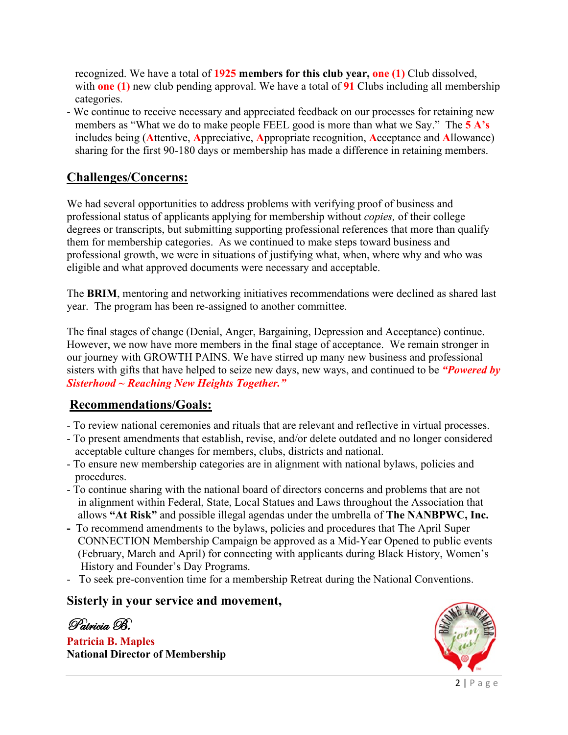recognized. We have a total of **1925 members for this club year, one (1)** Club dissolved, with **one (1)** new club pending approval. We have a total of **91** Clubs including all membership categories.

- We continue to receive necessary and appreciated feedback on our processes for retaining new members as "What we do to make people FEEL good is more than what we Say." The **5 A's** includes being (**A**ttentive, **A**ppreciative, **A**ppropriate recognition, **A**cceptance and **A**llowance) sharing for the first 90-180 days or membership has made a difference in retaining members.

## Challenges/Concerns:

We had several opportunities to address problems with verifying proof of business and professional status of applicants applying for membership without *copies,* of their college degrees or transcripts, but submitting supporting professional references that more than qualify them for membership categories. As we continued to make steps toward business and professional growth, we were in situations of justifying what, when, where why and who was eligible and what approved documents were necessary and acceptable.

The **BRIM**, mentoring and networking initiatives recommendations were declined as shared last year. The program has been re-assigned to another committee.

The final stages of change (Denial, Anger, Bargaining, Depression and Acceptance) continue. However, we now have more members in the final stage of acceptance. We remain stronger in our journey with GROWTH PAINS. We have stirred up many new business and professional sisters with gifts that have helped to seize new days, new ways, and continued to be ***"Powered by Sisterhood ~ Reaching New Heights Together."***

## Recommendations/Goals:

- To review national ceremonies and rituals that are relevant and reflective in virtual processes.
- To present amendments that establish, revise, and/or delete outdated and no longer considered acceptable culture changes for members, clubs, districts and national.
- To ensure new membership categories are in alignment with national bylaws, policies and procedures.
- To continue sharing with the national board of directors concerns and problems that are not in alignment within Federal, State, Local Statues and Laws throughout the Association that allows **"At Risk"** and possible illegal agendas under the umbrella of **The NANBPWC, Inc.**
- To recommend amendments to the bylaws, policies and procedures that The April Super CONNECTION Membership Campaign be approved as a Mid-Year Opened to public events (February, March and April) for connecting with applicants during Black History, Women's History and Founder's Day Programs.
- To seek pre-convention time for a membership Retreat during the National Conventions.

**Sisterly in your service and movement,**

*Patricia B.*

**Patricia B. Maples**
**National Director of Membership**